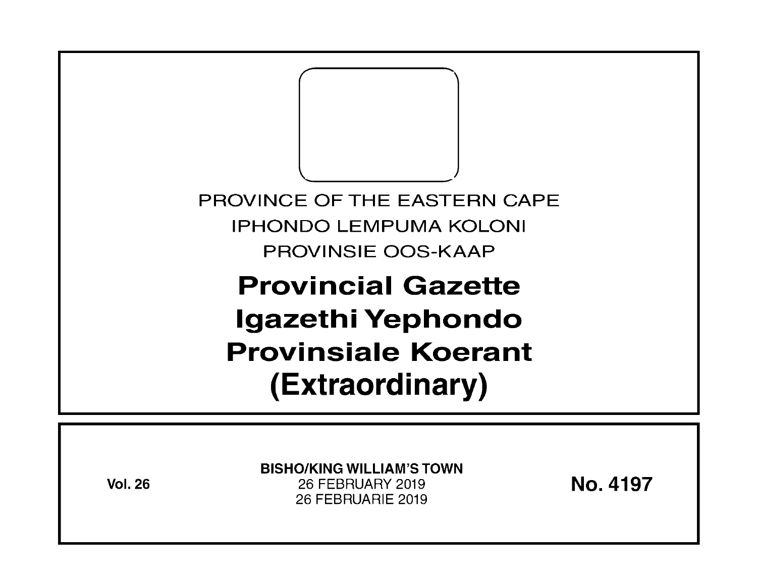PROVINCE OF THE EASTERN CAPE

IPHONDO LEMPUMA KOLONI

PROVINSIE OOS-KAAP

# Provincial Gazette
# Igazethi Yephondo
# Provinsiale Koerant
# (Extraordinary)

**Vol. 26**

**BISHO/KING WILLIAM'S TOWN**

26 FEBRUARY 2019

26 FEBRUARIE 2019

**No. 4197**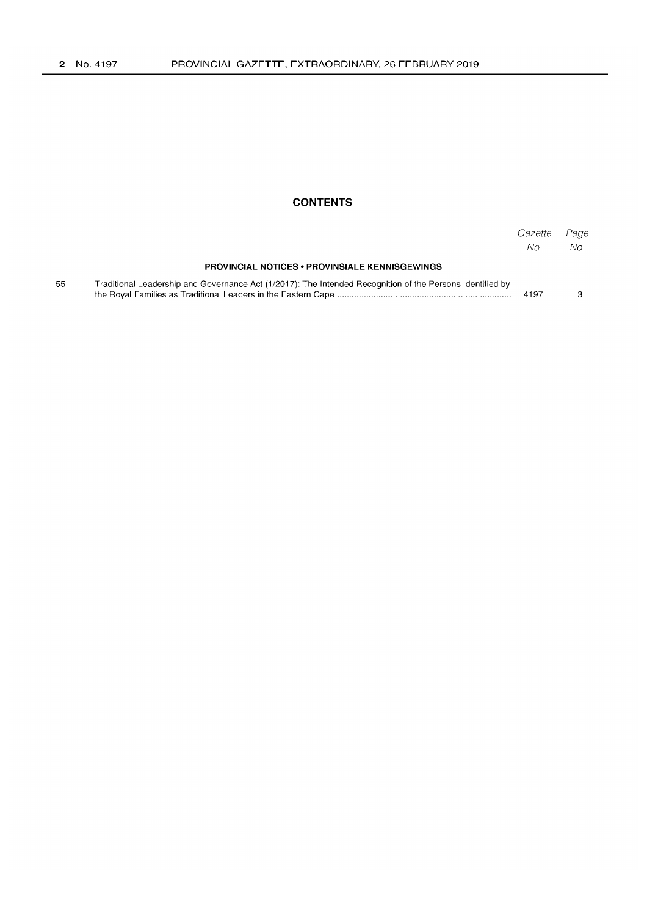## CONTENTS

| | | Gazette No. | Page No. |
|---|---|---|---|
| | **PROVINCIAL NOTICES • PROVINSIALE KENNISGEWINGS** | | |
| 55 | Traditional Leadership and Governance Act (1/2017): The Intended Recognition of the Persons Identified by the Royal Families as Traditional Leaders in the Eastern Cape | 4197 | 3 |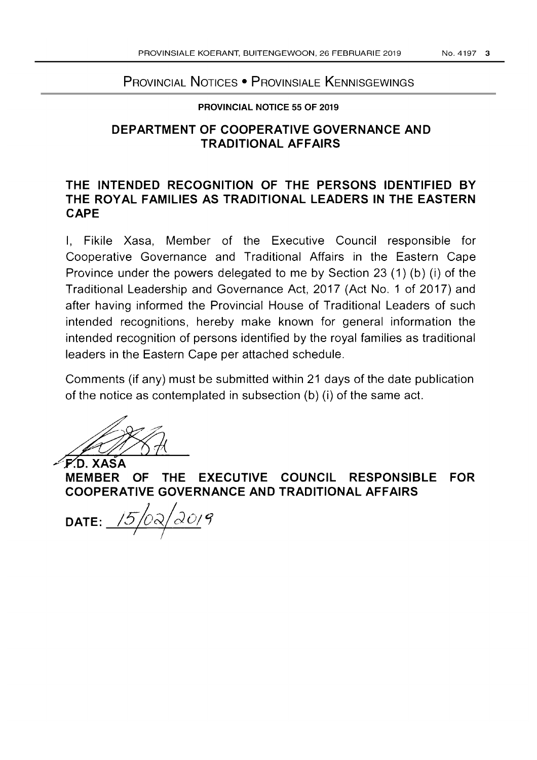## Provincial Notices • Provinsiale Kennisgewings

**PROVINCIAL NOTICE 55 OF 2019**

# DEPARTMENT OF COOPERATIVE GOVERNANCE AND TRADITIONAL AFFAIRS

## THE INTENDED RECOGNITION OF THE PERSONS IDENTIFIED BY THE ROYAL FAMILIES AS TRADITIONAL LEADERS IN THE EASTERN CAPE

I, Fikile Xasa, Member of the Executive Council responsible for Cooperative Governance and Traditional Affairs in the Eastern Cape Province under the powers delegated to me by Section 23 (1) (b) (i) of the Traditional Leadership and Governance Act, 2017 (Act No. 1 of 2017) and after having informed the Provincial House of Traditional Leaders of such intended recognitions, hereby make known for general information the intended recognition of persons identified by the royal families as traditional leaders in the Eastern Cape per attached schedule.

Comments (if any) must be submitted within 21 days of the date publication of the notice as contemplated in subsection (b) (i) of the same act.

**F.D. XASA**
**MEMBER OF THE EXECUTIVE COUNCIL RESPONSIBLE FOR COOPERATIVE GOVERNANCE AND TRADITIONAL AFFAIRS**

**DATE:** 15/02/2019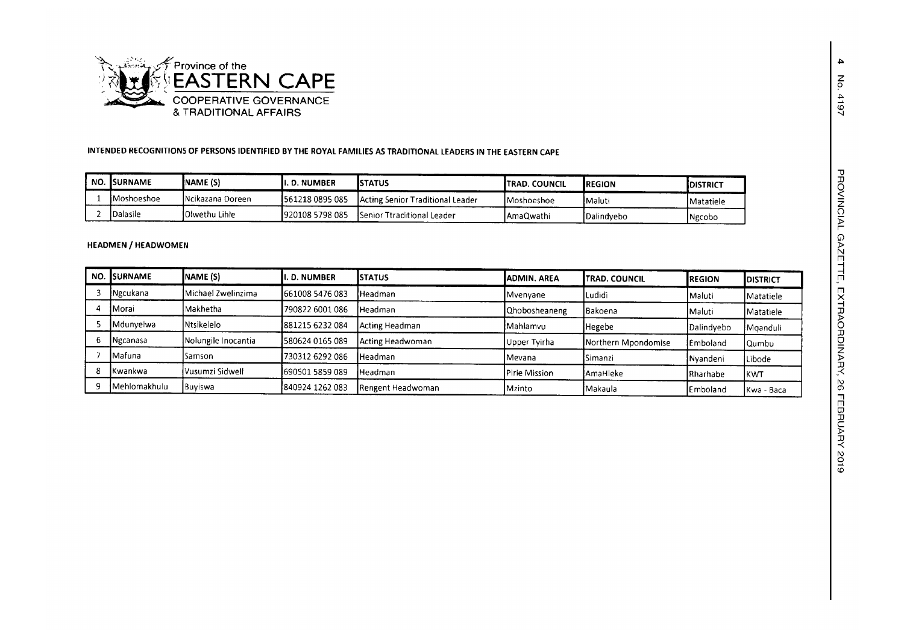Province of the
EASTERN CAPE
COOPERATIVE GOVERNANCE
& TRADITIONAL AFFAIRS

**INTENDED RECOGNITIONS OF PERSONS IDENTIFIED BY THE ROYAL FAMILIES AS TRADITIONAL LEADERS IN THE EASTERN CAPE**

| NO. | SURNAME | NAME (S) | I. D. NUMBER | STATUS | TRAD. COUNCIL | REGION | DISTRICT |
|---|---|---|---|---|---|---|---|
| 1 | Moshoeshoe | Ncikazana Doreen | 561218 0895 085 | Acting Senior Traditional Leader | Moshoeshoe | Maluti | Matatiele |
| 2 | Dalasile | Olwethu Lihle | 920108 5798 085 | Senior Ttraditional Leader | AmaQwathi | Dalindyebo | Ngcobo |

**HEADMEN / HEADWOMEN**

| NO. | SURNAME | NAME (S) | I. D. NUMBER | STATUS | ADMIN. AREA | TRAD. COUNCIL | REGION | DISTRICT |
|---|---|---|---|---|---|---|---|---|
| 3 | Ngcukana | Michael Zwelinzima | 661008 5476 083 | Headman | Mvenyane | Ludidi | Maluti | Matatiele |
| 4 | Morai | Makhetha | 790822 6001 086 | Headman | Qhobosheaneng | Bakoena | Maluti | Matatiele |
| 5 | Mdunyelwa | Ntsikelelo | 881215 6232 084 | Acting Headman | Mahlamvu | Hegebe | Dalindyebo | Mqanduli |
| 6 | Ngcanasa | Nolungile Inocantia | 580624 0165 089 | Acting Headwoman | Upper Tyirha | Northern Mpondomise | Emboland | Qumbu |
| 7 | Mafuna | Samson | 730312 6292 086 | Headman | Mevana | Simanzi | Nyandeni | Libode |
| 8 | Kwankwa | Vusumzi Sidwell | 690501 5859 089 | Headman | Pirie Mission | AmaHleke | Rharhabe | KWT |
| 9 | Mehlomakhulu | Buyiswa | 840924 1262 083 | Rengent Headwoman | Mzinto | Makaula | Emboland | Kwa - Baca |